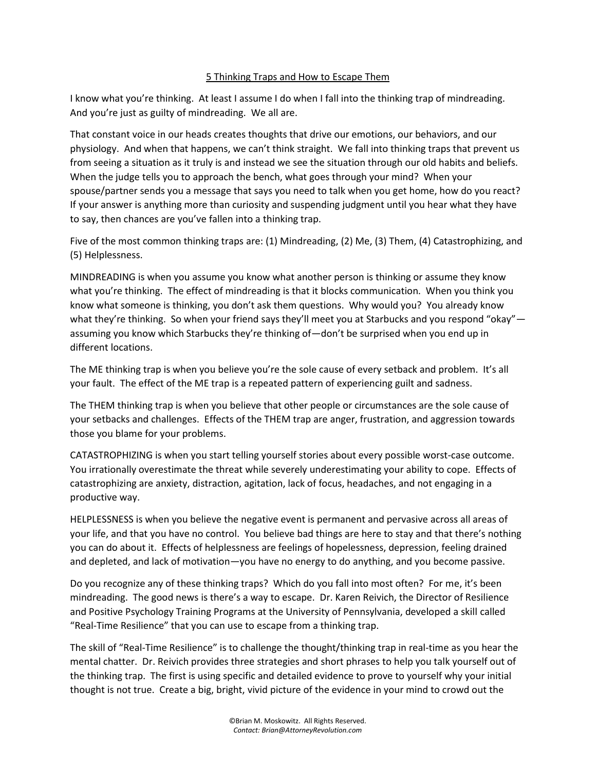# 5 Thinking Traps and How to Escape Them

I know what you're thinking. At least I assume I do when I fall into the thinking trap of mindreading. And you're just as guilty of mindreading. We all are.

That constant voice in our heads creates thoughts that drive our emotions, our behaviors, and our physiology. And when that happens, we can't think straight. We fall into thinking traps that prevent us from seeing a situation as it truly is and instead we see the situation through our old habits and beliefs. When the judge tells you to approach the bench, what goes through your mind? When your spouse/partner sends you a message that says you need to talk when you get home, how do you react? If your answer is anything more than curiosity and suspending judgment until you hear what they have to say, then chances are you've fallen into a thinking trap.

Five of the most common thinking traps are: (1) Mindreading, (2) Me, (3) Them, (4) Catastrophizing, and (5) Helplessness.

MINDREADING is when you assume you know what another person is thinking or assume they know what you're thinking. The effect of mindreading is that it blocks communication. When you think you know what someone is thinking, you don't ask them questions. Why would you? You already know what they're thinking. So when your friend says they'll meet you at Starbucks and you respond "okay"—assuming you know which Starbucks they're thinking of—don't be surprised when you end up in different locations.

The ME thinking trap is when you believe you're the sole cause of every setback and problem. It's all your fault. The effect of the ME trap is a repeated pattern of experiencing guilt and sadness.

The THEM thinking trap is when you believe that other people or circumstances are the sole cause of your setbacks and challenges. Effects of the THEM trap are anger, frustration, and aggression towards those you blame for your problems.

CATASTROPHIZING is when you start telling yourself stories about every possible worst-case outcome. You irrationally overestimate the threat while severely underestimating your ability to cope. Effects of catastrophizing are anxiety, distraction, agitation, lack of focus, headaches, and not engaging in a productive way.

HELPLESSNESS is when you believe the negative event is permanent and pervasive across all areas of your life, and that you have no control. You believe bad things are here to stay and that there's nothing you can do about it. Effects of helplessness are feelings of hopelessness, depression, feeling drained and depleted, and lack of motivation—you have no energy to do anything, and you become passive.

Do you recognize any of these thinking traps? Which do you fall into most often? For me, it's been mindreading. The good news is there's a way to escape. Dr. Karen Reivich, the Director of Resilience and Positive Psychology Training Programs at the University of Pennsylvania, developed a skill called "Real-Time Resilience" that you can use to escape from a thinking trap.

The skill of "Real-Time Resilience" is to challenge the thought/thinking trap in real-time as you hear the mental chatter. Dr. Reivich provides three strategies and short phrases to help you talk yourself out of the thinking trap. The first is using specific and detailed evidence to prove to yourself why your initial thought is not true. Create a big, bright, vivid picture of the evidence in your mind to crowd out the

©Brian M. Moskowitz. All Rights Reserved.
*Contact: Brian@AttorneyRevolution.com*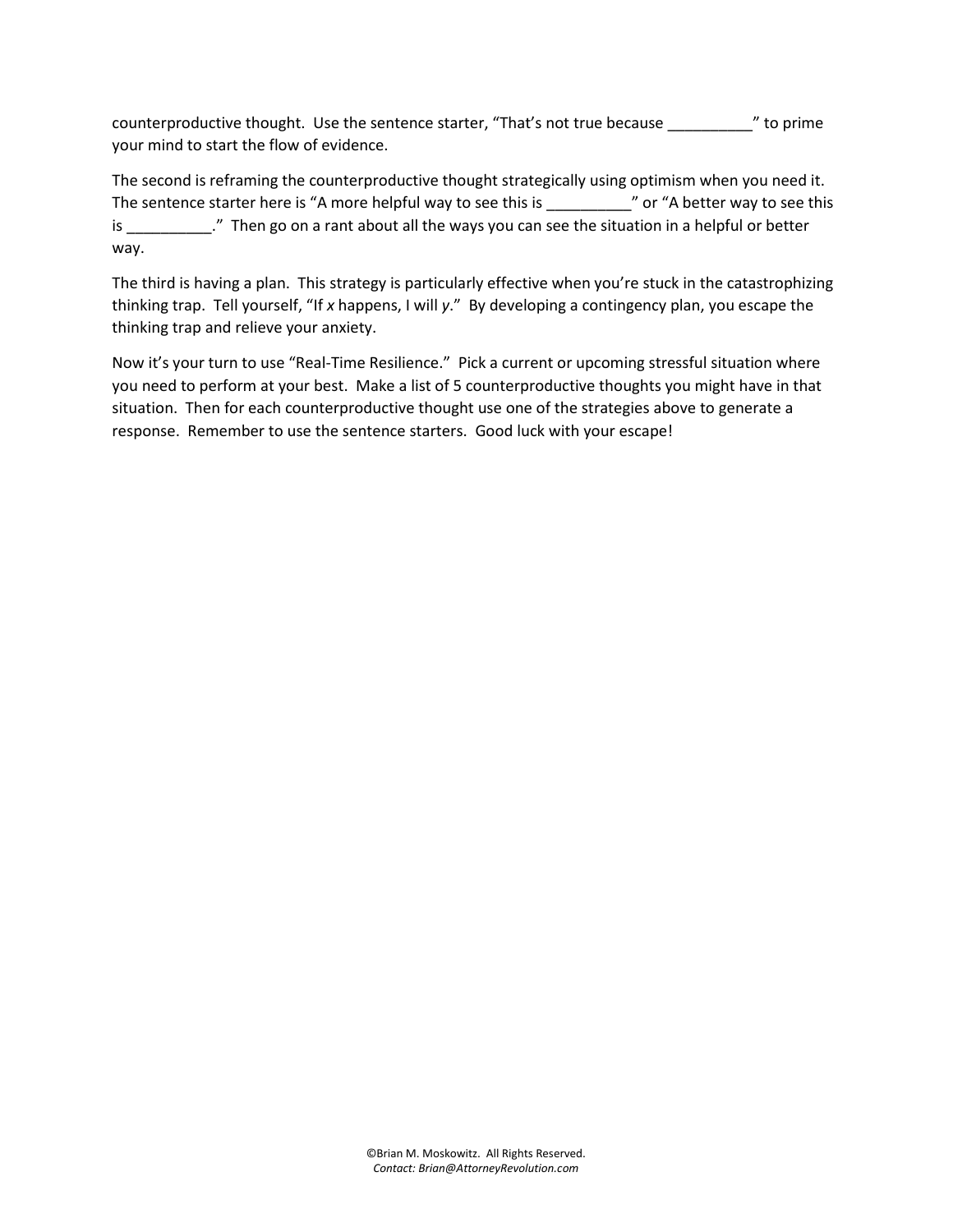counterproductive thought. Use the sentence starter, "That's not true because __________" to prime your mind to start the flow of evidence.

The second is reframing the counterproductive thought strategically using optimism when you need it. The sentence starter here is "A more helpful way to see this is __________" or "A better way to see this is __________." Then go on a rant about all the ways you can see the situation in a helpful or better way.

The third is having a plan. This strategy is particularly effective when you're stuck in the catastrophizing thinking trap. Tell yourself, "If *x* happens, I will *y*." By developing a contingency plan, you escape the thinking trap and relieve your anxiety.

Now it's your turn to use "Real-Time Resilience." Pick a current or upcoming stressful situation where you need to perform at your best. Make a list of 5 counterproductive thoughts you might have in that situation. Then for each counterproductive thought use one of the strategies above to generate a response. Remember to use the sentence starters. Good luck with your escape!

©Brian M. Moskowitz. All Rights Reserved.
*Contact: Brian@AttorneyRevolution.com*